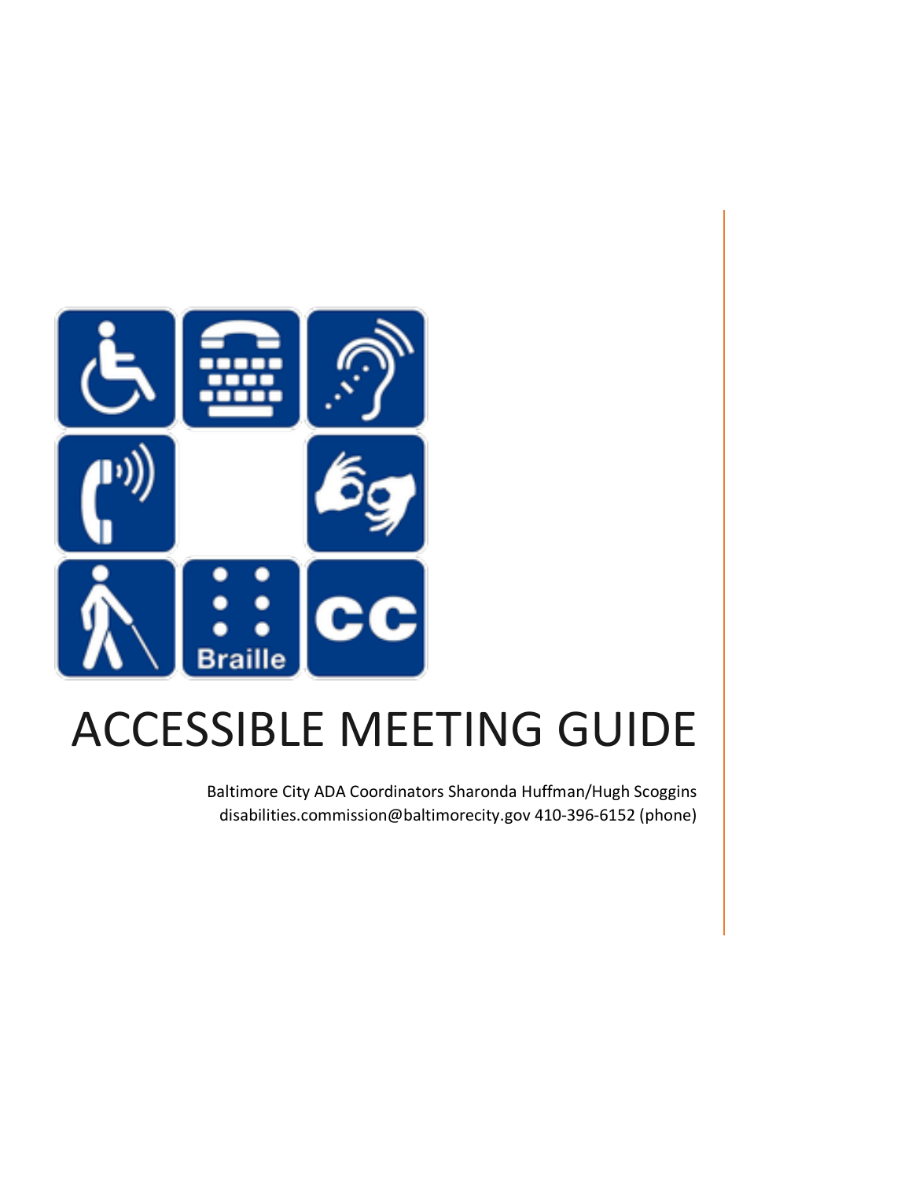# ACCESSIBLE MEETING GUIDE

Baltimore City ADA Coordinators Sharonda Huffman/Hugh Scoggins
disabilities.commission@baltimorecity.gov 410-396-6152 (phone)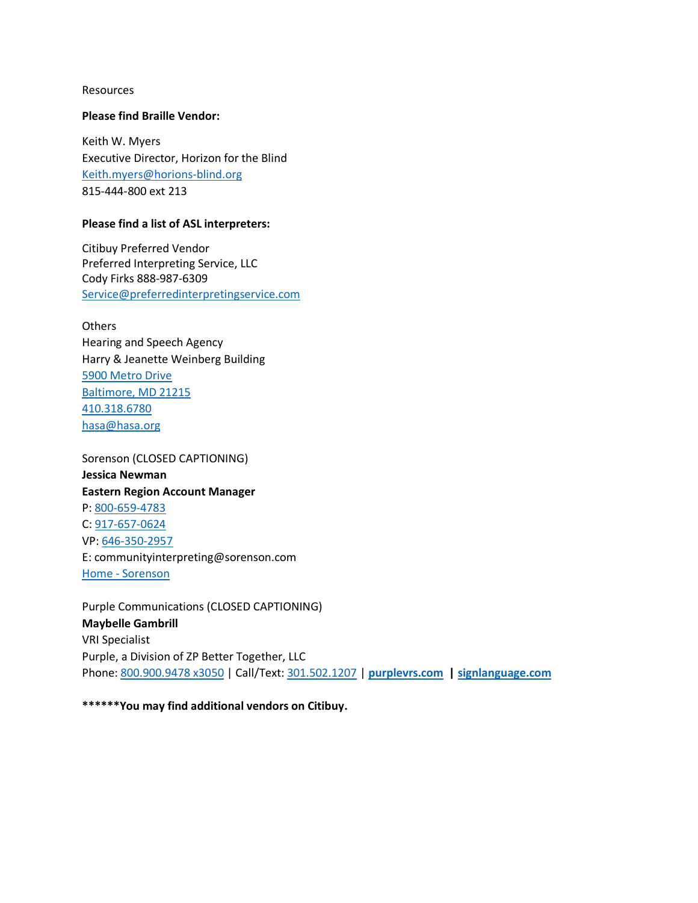Resources

**Please find Braille Vendor:**

Keith W. Myers
Executive Director, Horizon for the Blind
Keith.myers@horions-blind.org
815-444-800 ext 213

**Please find a list of ASL interpreters:**

Citibuy Preferred Vendor
Preferred Interpreting Service, LLC
Cody Firks 888-987-6309
Service@preferredinterpretingservice.com

Others
Hearing and Speech Agency
Harry & Jeanette Weinberg Building
5900 Metro Drive
Baltimore, MD 21215
410.318.6780
hasa@hasa.org

Sorenson (CLOSED CAPTIONING)
**Jessica Newman**
**Eastern Region Account Manager**
P: 800-659-4783
C: 917-657-0624
VP: 646-350-2957
E: communityinterpreting@sorenson.com
Home - Sorenson

Purple Communications (CLOSED CAPTIONING)
**Maybelle Gambrill**
VRI Specialist
Purple, a Division of ZP Better Together, LLC
Phone: 800.900.9478 x3050 | Call/Text: 301.502.1207 | **purplevrs.com** | **signlanguage.com**

**\*\*\*\*\*\*You may find additional vendors on Citibuy.**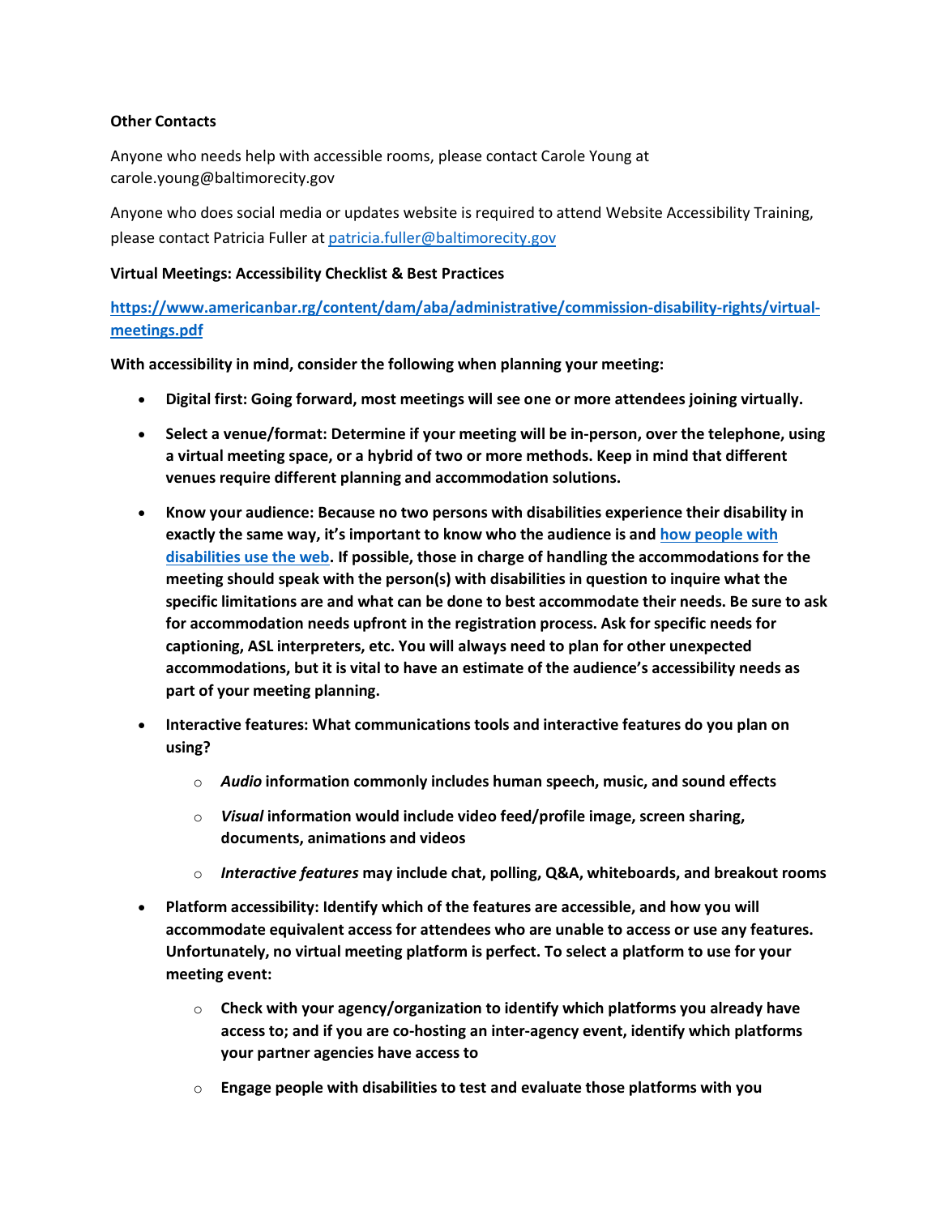**Other Contacts**

Anyone who needs help with accessible rooms, please contact Carole Young at carole.young@baltimorecity.gov

Anyone who does social media or updates website is required to attend Website Accessibility Training, please contact Patricia Fuller at [patricia.fuller@baltimorecity.gov](mailto:patricia.fuller@baltimorecity.gov)

**Virtual Meetings: Accessibility Checklist & Best Practices**

**[https://www.americanbar.rg/content/dam/aba/administrative/commission-disability-rights/virtual-meetings.pdf](https://www.americanbar.rg/content/dam/aba/administrative/commission-disability-rights/virtual-meetings.pdf)**

**With accessibility in mind, consider the following when planning your meeting:**

- **Digital first: Going forward, most meetings will see one or more attendees joining virtually.**
- **Select a venue/format: Determine if your meeting will be in-person, over the telephone, using a virtual meeting space, or a hybrid of two or more methods. Keep in mind that different venues require different planning and accommodation solutions.**
- **Know your audience: Because no two persons with disabilities experience their disability in exactly the same way, it's important to know who the audience is and [how people with disabilities use the web](#). If possible, those in charge of handling the accommodations for the meeting should speak with the person(s) with disabilities in question to inquire what the specific limitations are and what can be done to best accommodate their needs. Be sure to ask for accommodation needs upfront in the registration process. Ask for specific needs for captioning, ASL interpreters, etc. You will always need to plan for other unexpected accommodations, but it is vital to have an estimate of the audience's accessibility needs as part of your meeting planning.**
- **Interactive features: What communications tools and interactive features do you plan on using?**
  - ***Audio* information commonly includes human speech, music, and sound effects**
  - ***Visual* information would include video feed/profile image, screen sharing, documents, animations and videos**
  - ***Interactive features* may include chat, polling, Q&A, whiteboards, and breakout rooms**
- **Platform accessibility: Identify which of the features are accessible, and how you will accommodate equivalent access for attendees who are unable to access or use any features. Unfortunately, no virtual meeting platform is perfect. To select a platform to use for your meeting event:**
  - **Check with your agency/organization to identify which platforms you already have access to; and if you are co-hosting an inter-agency event, identify which platforms your partner agencies have access to**
  - **Engage people with disabilities to test and evaluate those platforms with you**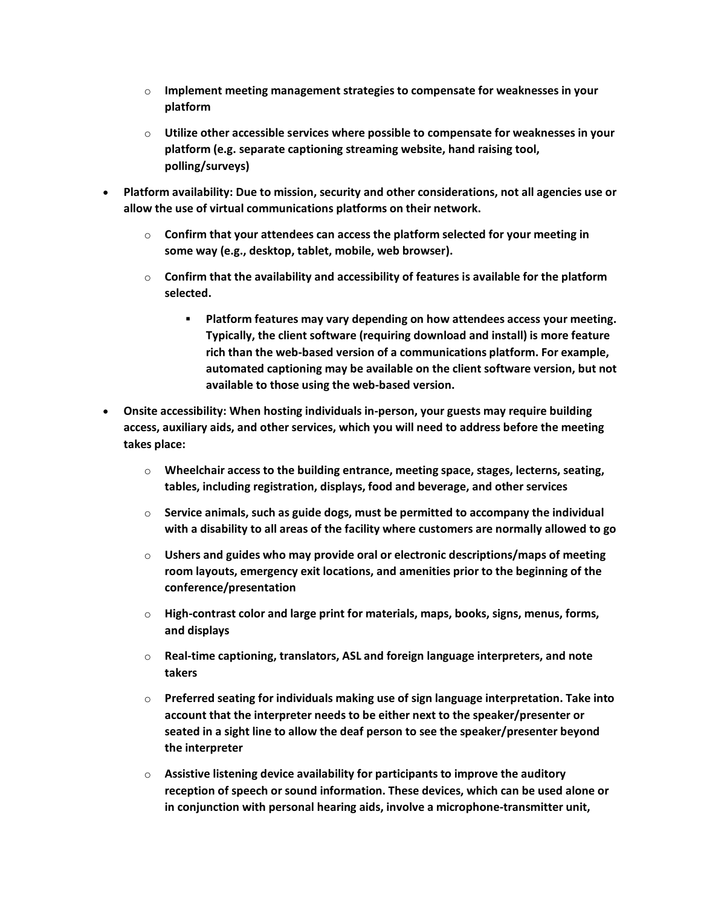- **Implement meeting management strategies to compensate for weaknesses in your platform**
  - **Utilize other accessible services where possible to compensate for weaknesses in your platform (e.g. separate captioning streaming website, hand raising tool, polling/surveys)**
- **Platform availability: Due to mission, security and other considerations, not all agencies use or allow the use of virtual communications platforms on their network.**
  - **Confirm that your attendees can access the platform selected for your meeting in some way (e.g., desktop, tablet, mobile, web browser).**
  - **Confirm that the availability and accessibility of features is available for the platform selected.**
    - **Platform features may vary depending on how attendees access your meeting. Typically, the client software (requiring download and install) is more feature rich than the web-based version of a communications platform. For example, automated captioning may be available on the client software version, but not available to those using the web-based version.**
- **Onsite accessibility: When hosting individuals in-person, your guests may require building access, auxiliary aids, and other services, which you will need to address before the meeting takes place:**
  - **Wheelchair access to the building entrance, meeting space, stages, lecterns, seating, tables, including registration, displays, food and beverage, and other services**
  - **Service animals, such as guide dogs, must be permitted to accompany the individual with a disability to all areas of the facility where customers are normally allowed to go**
  - **Ushers and guides who may provide oral or electronic descriptions/maps of meeting room layouts, emergency exit locations, and amenities prior to the beginning of the conference/presentation**
  - **High-contrast color and large print for materials, maps, books, signs, menus, forms, and displays**
  - **Real-time captioning, translators, ASL and foreign language interpreters, and note takers**
  - **Preferred seating for individuals making use of sign language interpretation. Take into account that the interpreter needs to be either next to the speaker/presenter or seated in a sight line to allow the deaf person to see the speaker/presenter beyond the interpreter**
  - **Assistive listening device availability for participants to improve the auditory reception of speech or sound information. These devices, which can be used alone or in conjunction with personal hearing aids, involve a microphone-transmitter unit,**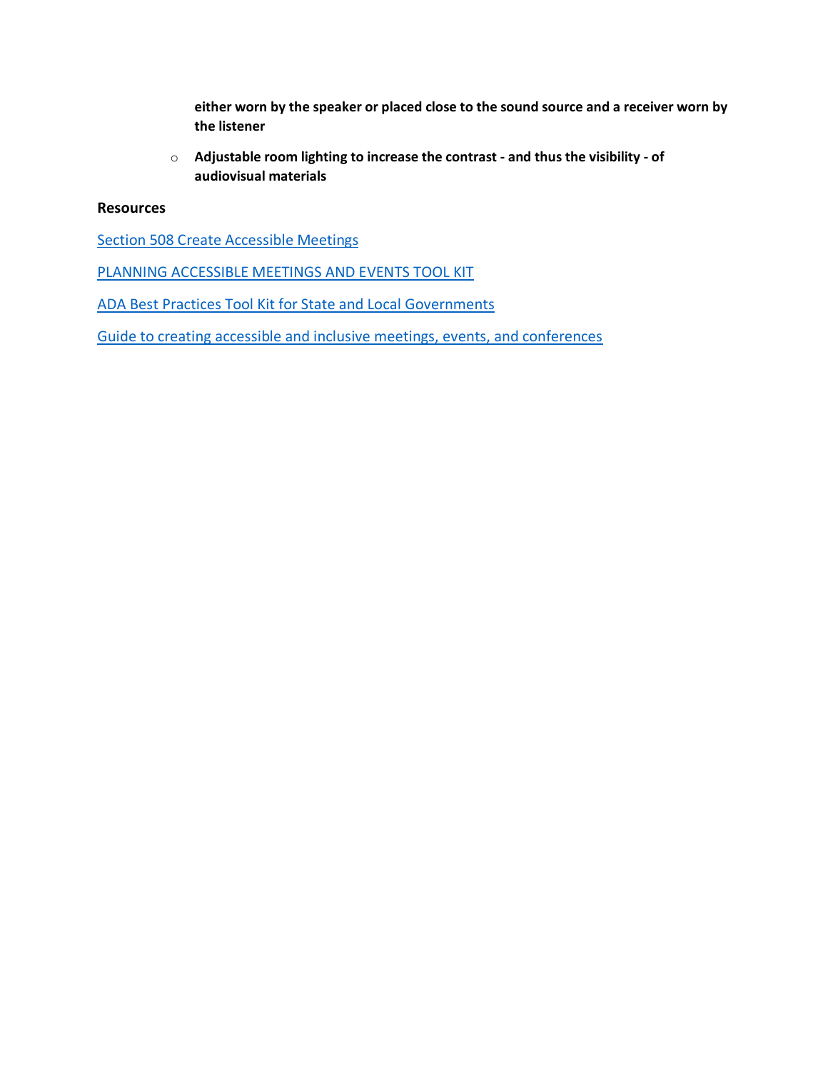**either worn by the speaker or placed close to the sound source and a receiver worn by the listener**

- **Adjustable room lighting to increase the contrast - and thus the visibility - of audiovisual materials**

**Resources**

Section 508 Create Accessible Meetings

PLANNING ACCESSIBLE MEETINGS AND EVENTS TOOL KIT

ADA Best Practices Tool Kit for State and Local Governments

Guide to creating accessible and inclusive meetings, events, and conferences